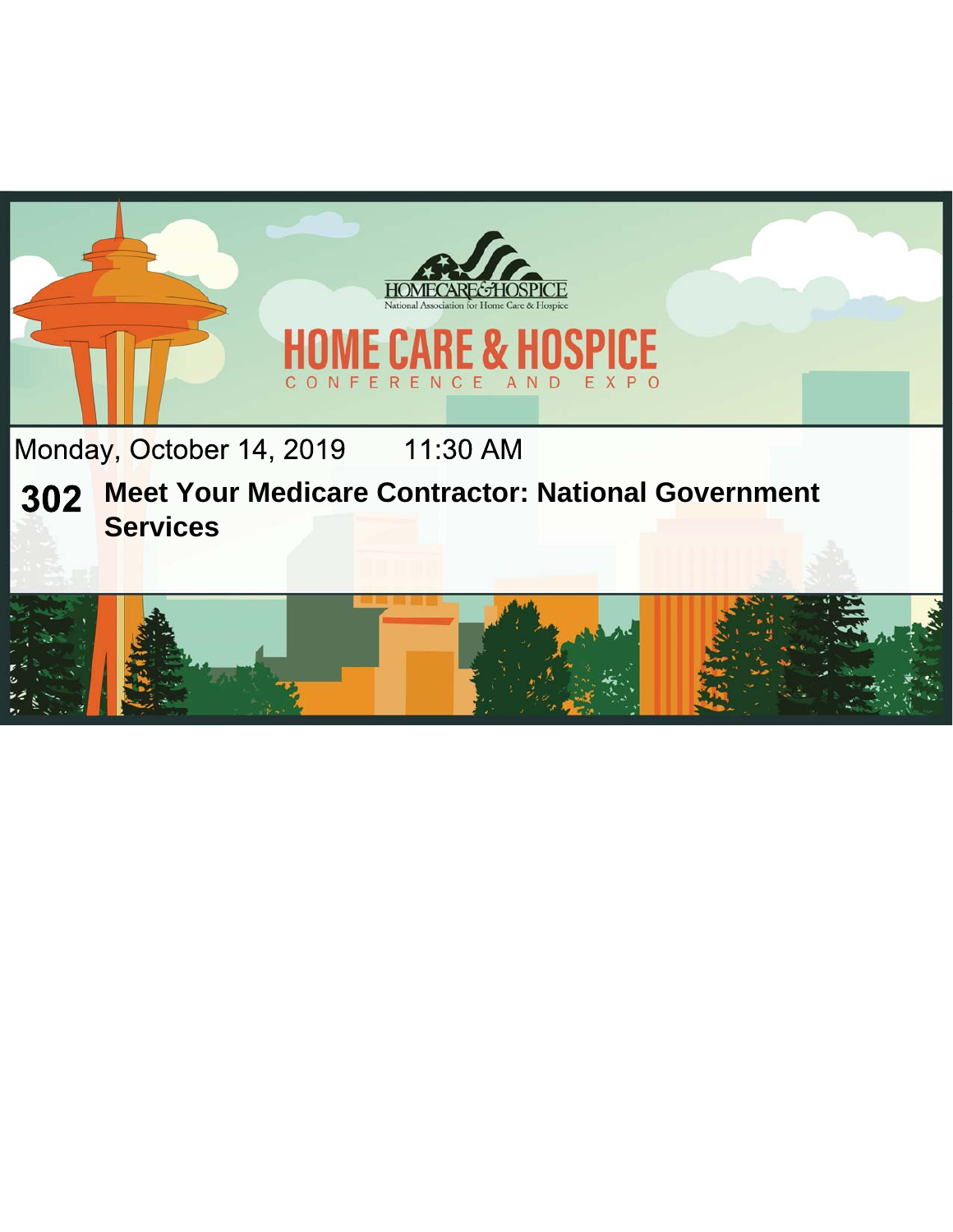HOMECARE&HOSPICE

National Association for Home Care & Hospice

# HOME CARE & HOSPICE

CONFERENCE AND EXPO

Monday, October 14, 2019 11:30 AM

## 302 Meet Your Medicare Contractor: National Government Services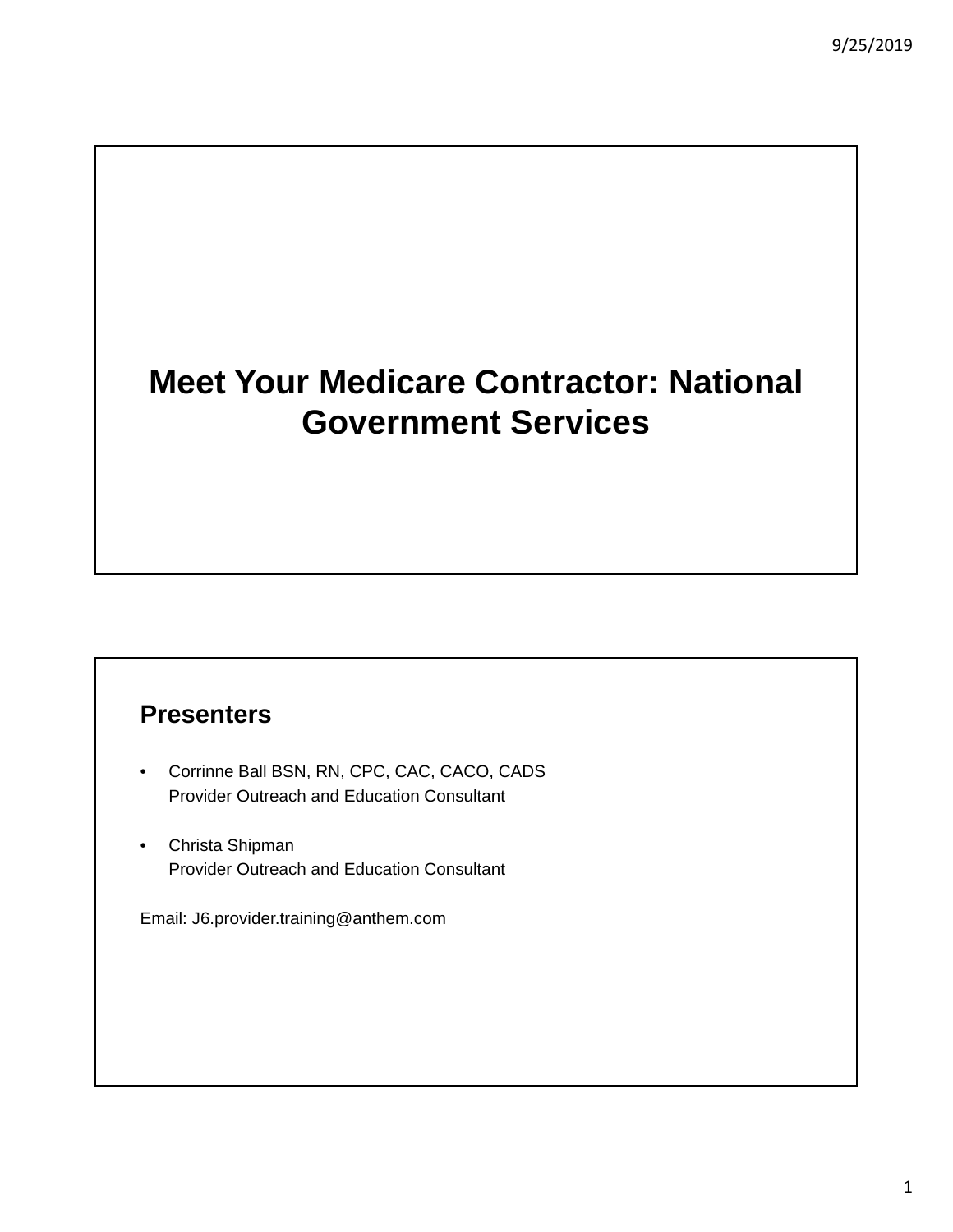# Meet Your Medicare Contractor: National Government Services

## Presenters

- Corrinne Ball BSN, RN, CPC, CAC, CACO, CADS
  Provider Outreach and Education Consultant

- Christa Shipman
  Provider Outreach and Education Consultant

Email: J6.provider.training@anthem.com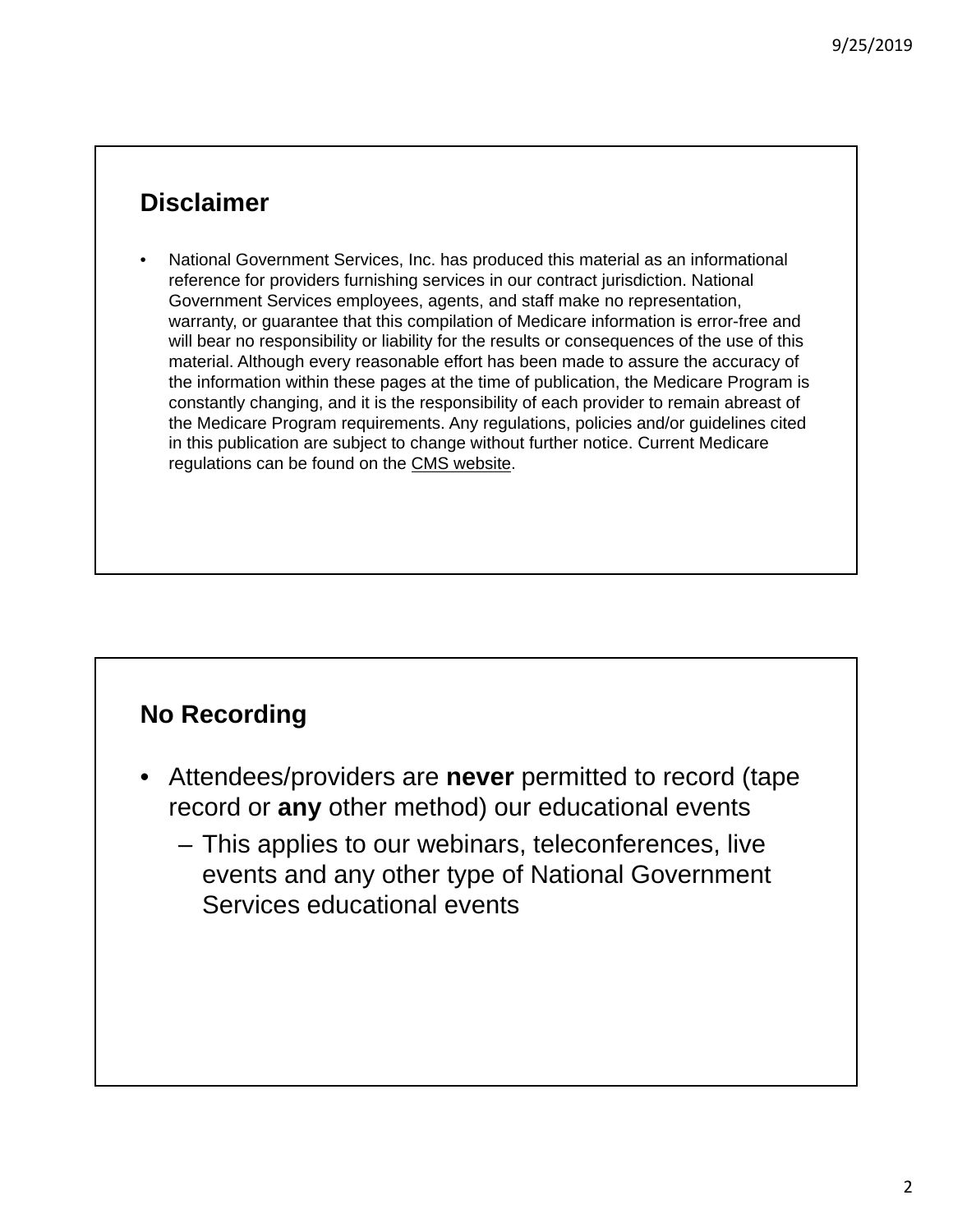## Disclaimer

- National Government Services, Inc. has produced this material as an informational reference for providers furnishing services in our contract jurisdiction. National Government Services employees, agents, and staff make no representation, warranty, or guarantee that this compilation of Medicare information is error-free and will bear no responsibility or liability for the results or consequences of the use of this material. Although every reasonable effort has been made to assure the accuracy of the information within these pages at the time of publication, the Medicare Program is constantly changing, and it is the responsibility of each provider to remain abreast of the Medicare Program requirements. Any regulations, policies and/or guidelines cited in this publication are subject to change without further notice. Current Medicare regulations can be found on the CMS website.

## No Recording

- Attendees/providers are **never** permitted to record (tape record or **any** other method) our educational events
  - This applies to our webinars, teleconferences, live events and any other type of National Government Services educational events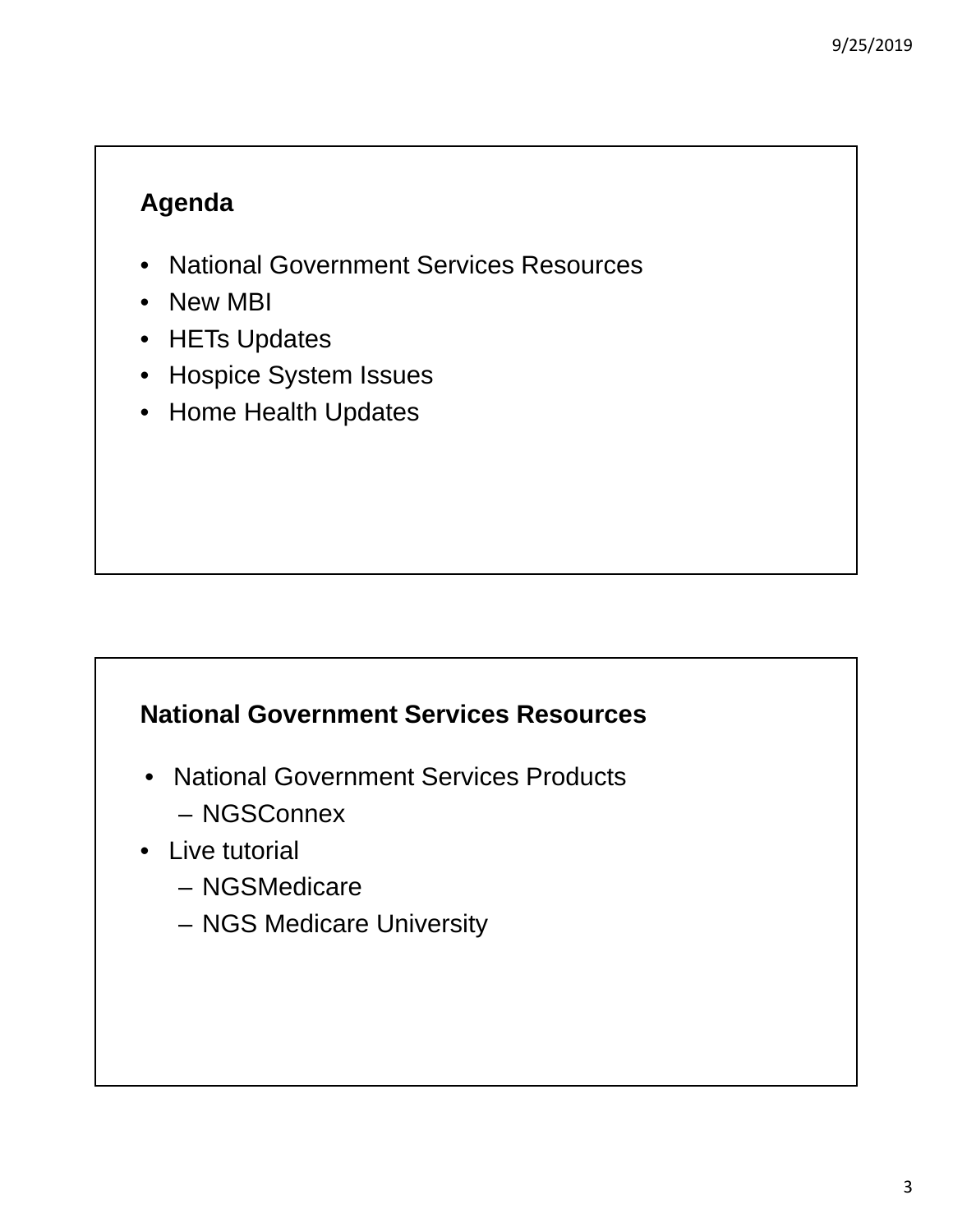## Agenda

- National Government Services Resources
- New MBI
- HETs Updates
- Hospice System Issues
- Home Health Updates

## National Government Services Resources

- National Government Services Products
  - NGSConnex
- Live tutorial
  - NGSMedicare
  - NGS Medicare University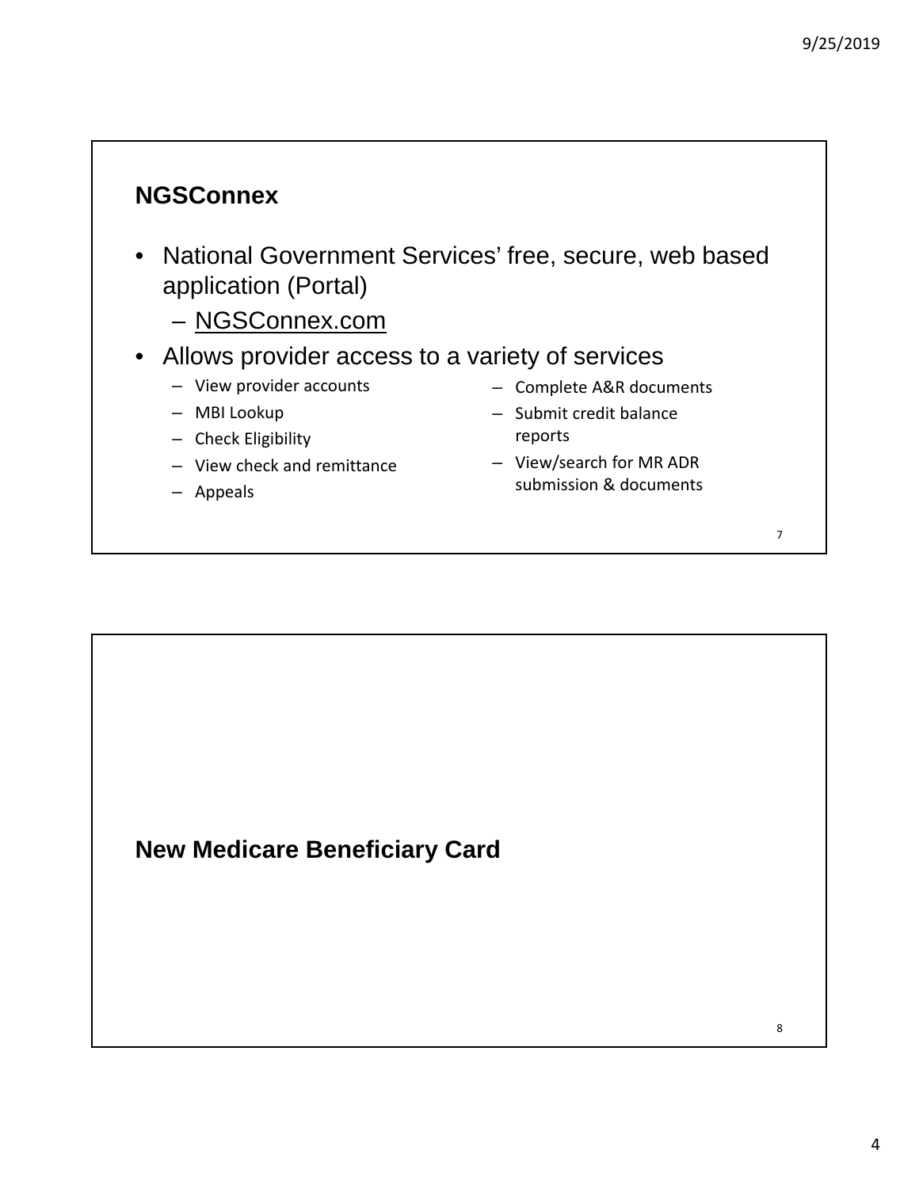## NGSConnex

- National Government Services' free, secure, web based application (Portal)
  - NGSConnex.com
- Allows provider access to a variety of services
  - View provider accounts
  - MBI Lookup
  - Check Eligibility
  - View check and remittance
  - Appeals
  - Complete A&R documents
  - Submit credit balance reports
  - View/search for MR ADR submission & documents

## New Medicare Beneficiary Card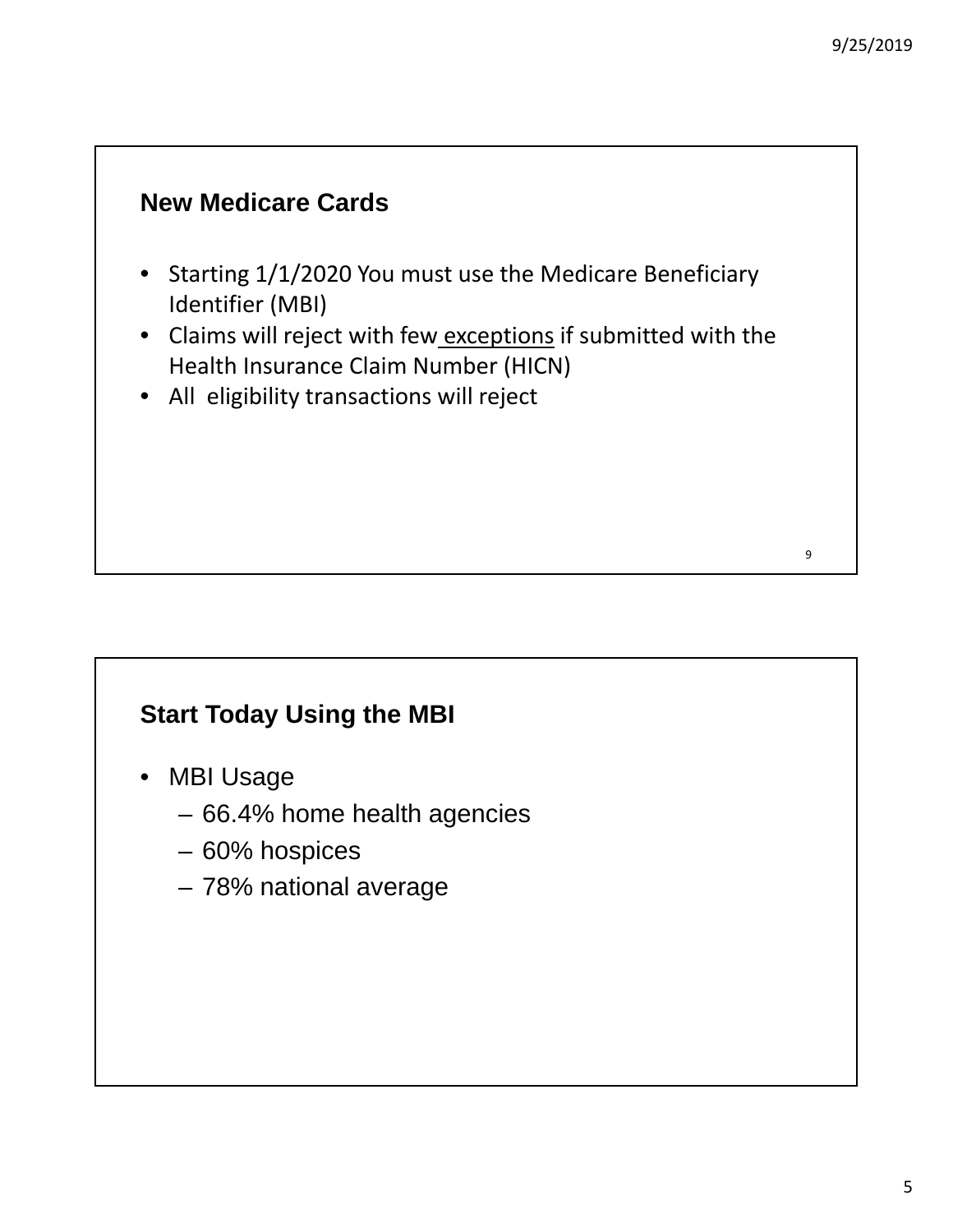## New Medicare Cards

- Starting 1/1/2020 You must use the Medicare Beneficiary Identifier (MBI)
- Claims will reject with few exceptions if submitted with the Health Insurance Claim Number (HICN)
- All eligibility transactions will reject

## Start Today Using the MBI

- MBI Usage
  - 66.4% home health agencies
  - 60% hospices
  - 78% national average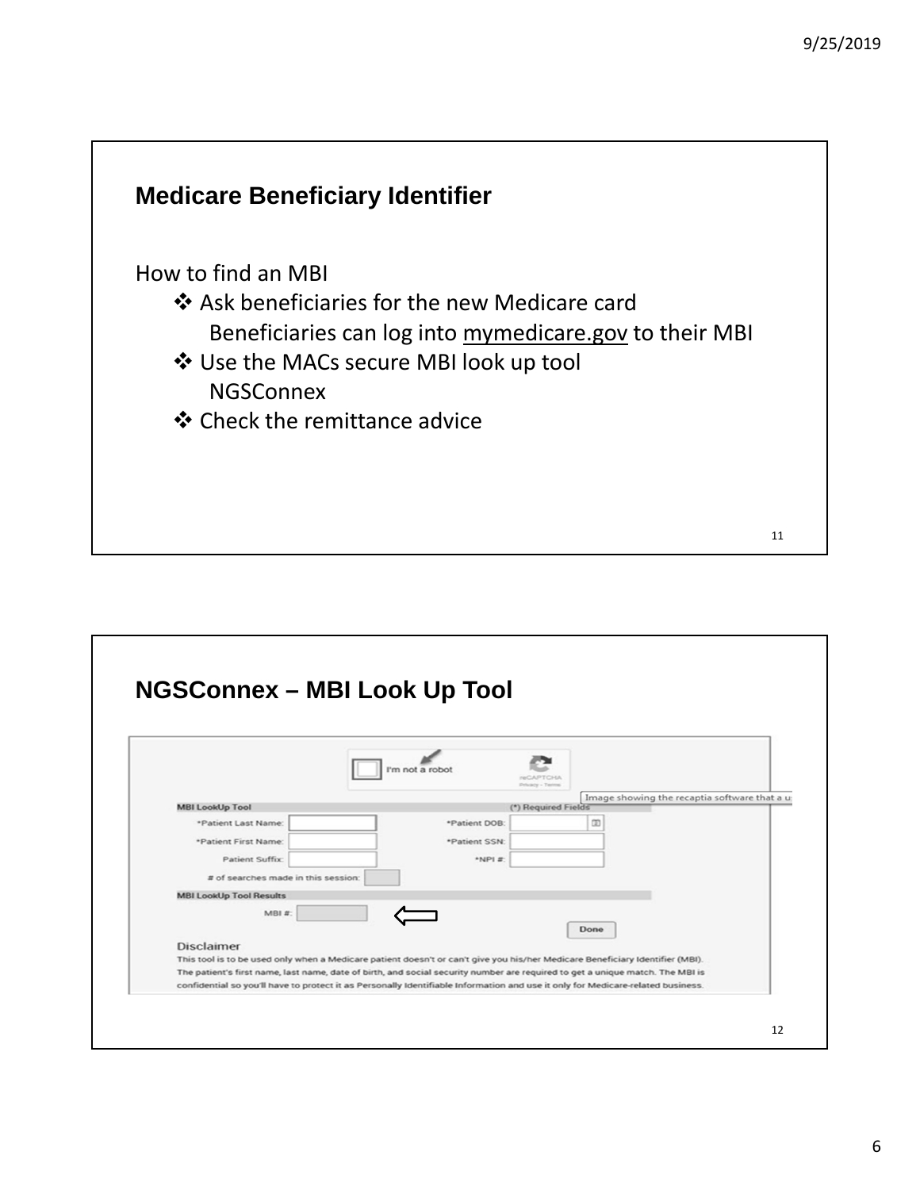## Medicare Beneficiary Identifier

How to find an MBI

- ❖ Ask beneficiaries for the new Medicare card
  - Beneficiaries can log into mymedicare.gov to their MBI
- ❖ Use the MACs secure MBI look up tool
  - NGSConnex
- ❖ Check the remittance advice

## NGSConnex – MBI Look Up Tool

I'm not a robot

reCAPTCHA
Privacy - Terms

Image showing the recaptia software that a u

**MBI LookUp Tool** (*) Required Fields

*Patient Last Name:

*Patient First Name:

Patient Suffix:

*Patient DOB:

*Patient SSN:

*NPI #:

# of searches made in this session:

**MBI LookUp Tool Results**

MBI #:

Done

Disclaimer

This tool is to be used only when a Medicare patient doesn't or can't give you his/her Medicare Beneficiary Identifier (MBI). The patient's first name, last name, date of birth, and social security number are required to get a unique match. The MBI is confidential so you'll have to protect it as Personally Identifiable Information and use it only for Medicare-related business.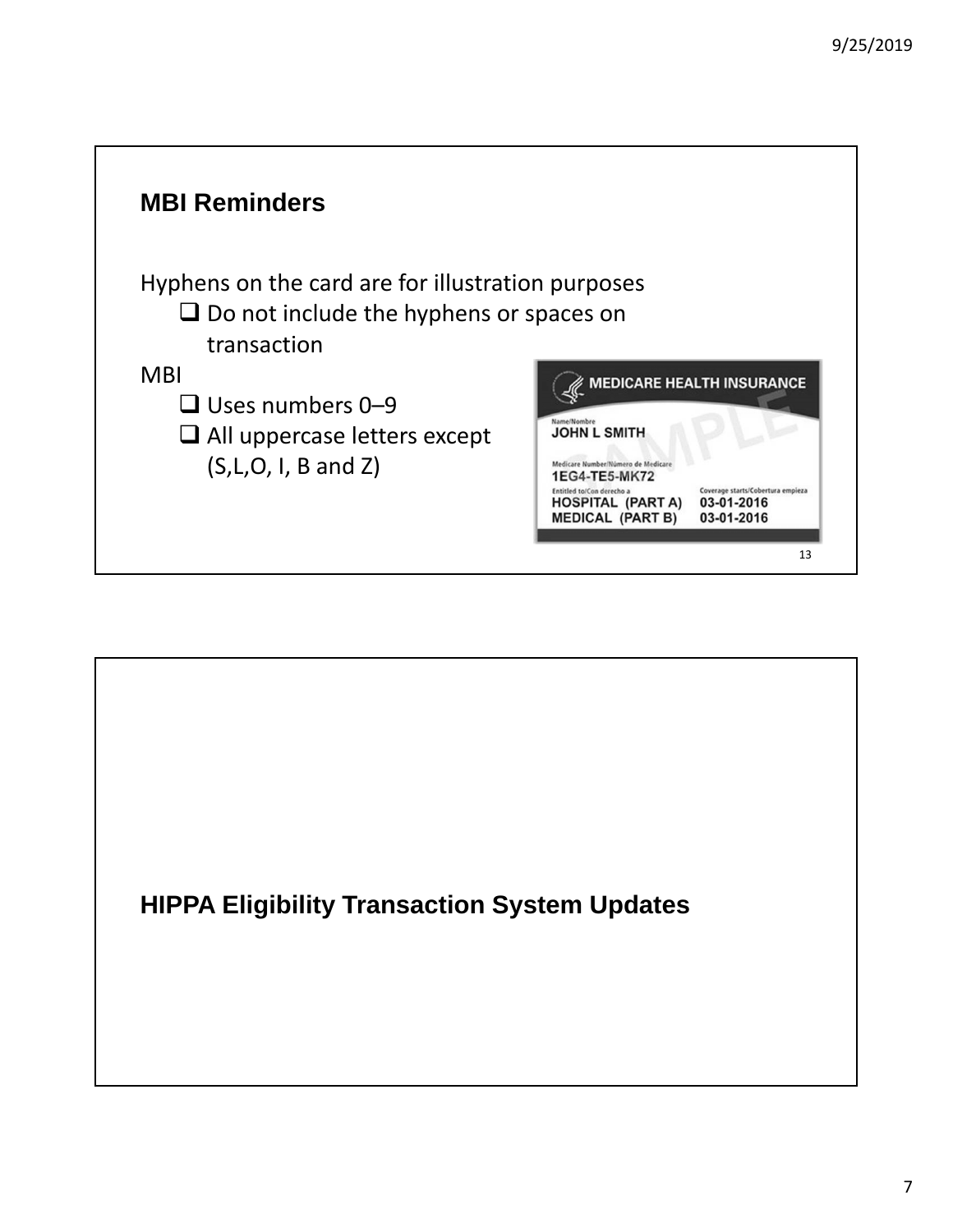## MBI Reminders

Hyphens on the card are for illustration purposes

- Do not include the hyphens or spaces on transaction

MBI

- Uses numbers 0–9
- All uppercase letters except (S,L,O, I, B and Z)

MEDICARE HEALTH INSURANCE

Name/Nombre
JOHN L SMITH

Medicare Number/Número de Medicare
1EG4-TE5-MK72

| Entitled to/Con derecho a | Coverage starts/Cobertura empieza |
| --- | --- |
| HOSPITAL (PART A) | 03-01-2016 |
| MEDICAL (PART B) | 03-01-2016 |

SAMPLE

---

## HIPPA Eligibility Transaction System Updates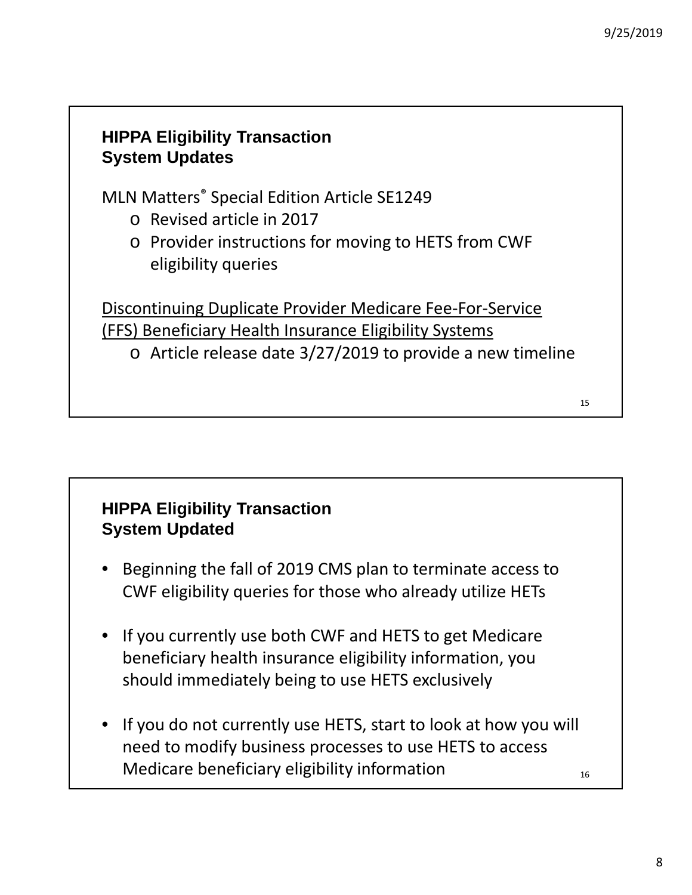## HIPPA Eligibility Transaction System Updates

MLN Matters® Special Edition Article SE1249

- Revised article in 2017
- Provider instructions for moving to HETS from CWF eligibility queries

Discontinuing Duplicate Provider Medicare Fee-For-Service (FFS) Beneficiary Health Insurance Eligibility Systems

- Article release date 3/27/2019 to provide a new timeline

## HIPPA Eligibility Transaction System Updated

- Beginning the fall of 2019 CMS plan to terminate access to CWF eligibility queries for those who already utilize HETs
- If you currently use both CWF and HETS to get Medicare beneficiary health insurance eligibility information, you should immediately being to use HETS exclusively
- If you do not currently use HETS, start to look at how you will need to modify business processes to use HETS to access Medicare beneficiary eligibility information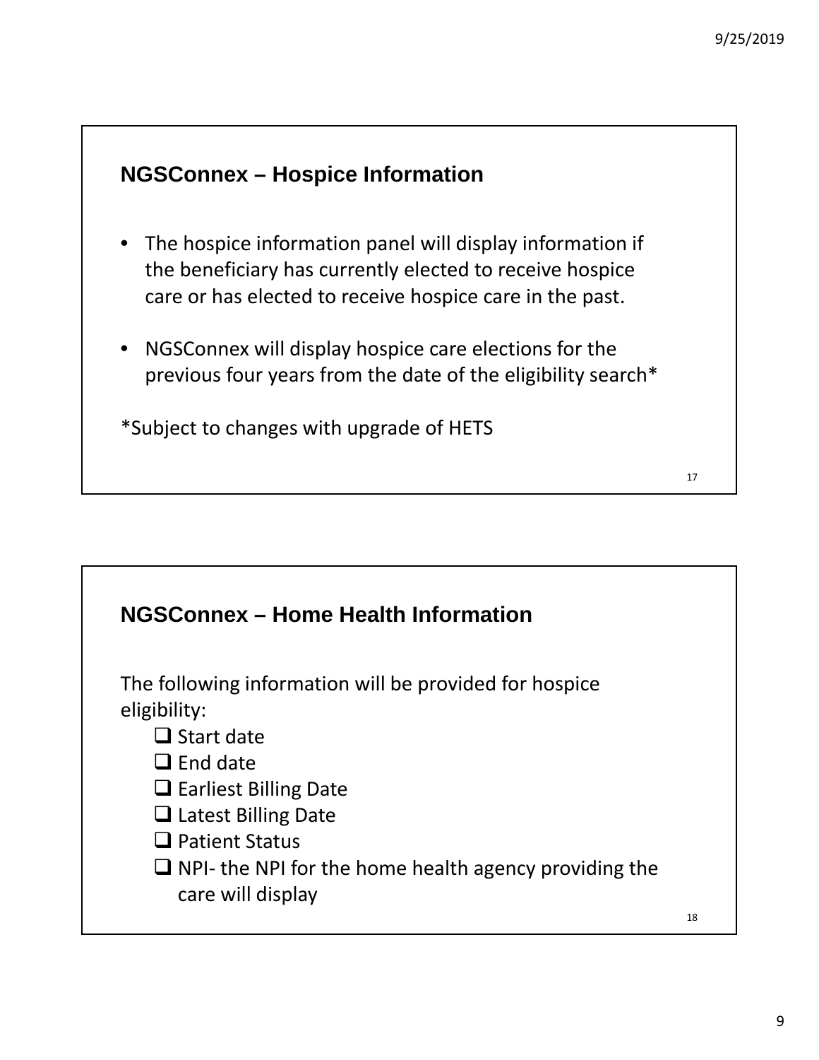## NGSConnex – Hospice Information

- The hospice information panel will display information if the beneficiary has currently elected to receive hospice care or has elected to receive hospice care in the past.
- NGSConnex will display hospice care elections for the previous four years from the date of the eligibility search*

*Subject to changes with upgrade of HETS

## NGSConnex – Home Health Information

The following information will be provided for hospice eligibility:

- ❑ Start date
- ❑ End date
- ❑ Earliest Billing Date
- ❑ Latest Billing Date
- ❑ Patient Status
- ❑ NPI- the NPI for the home health agency providing the care will display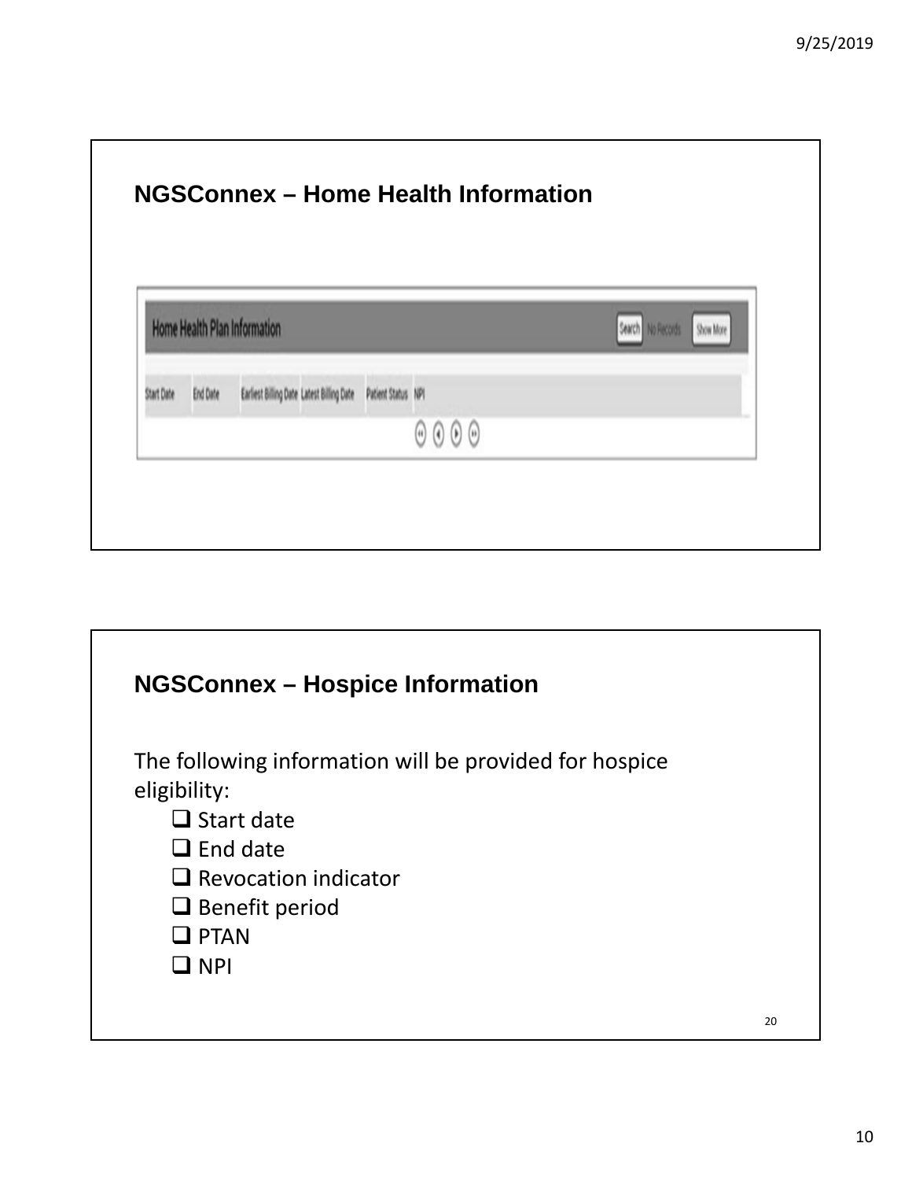## NGSConnex – Home Health Information

| Home Health Plan Information | | | | | |
|---|---|---|---|---|---|
| Start Date | End Date | Earliest Billing Date | Latest Billing Date | Patient Status | NPI |

Search | No Records | Show More

## NGSConnex – Hospice Information

The following information will be provided for hospice eligibility:

- ❑ Start date
- ❑ End date
- ❑ Revocation indicator
- ❑ Benefit period
- ❑ PTAN
- ❑ NPI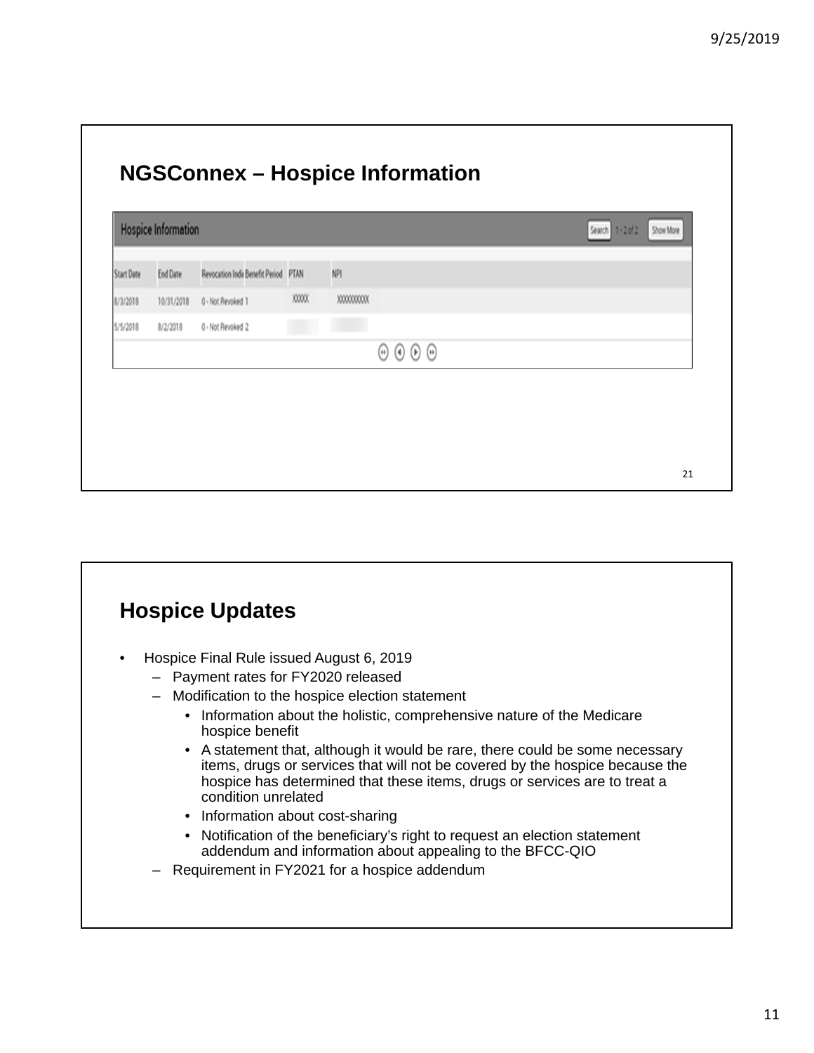## NGSConnex – Hospice Information

**Hospice Information**

Search 1 - 2 of 2 Show More

| Start Date | End Date | Revocation Indi | Benefit Period | PTAN | NPI |
|---|---|---|---|---|---|
| 8/3/2018 | 10/31/2018 | 0 - Not Revoked | 1 | XXXXX | XXXXXXXXXX |
| 5/5/2018 | 8/2/2018 | 0 - Not Revoked | 2 | | |

## Hospice Updates

- Hospice Final Rule issued August 6, 2019
  - Payment rates for FY2020 released
  - Modification to the hospice election statement
    - Information about the holistic, comprehensive nature of the Medicare hospice benefit
    - A statement that, although it would be rare, there could be some necessary items, drugs or services that will not be covered by the hospice because the hospice has determined that these items, drugs or services are to treat a condition unrelated
    - Information about cost-sharing
    - Notification of the beneficiary's right to request an election statement addendum and information about appealing to the BFCC-QIO
  - Requirement in FY2021 for a hospice addendum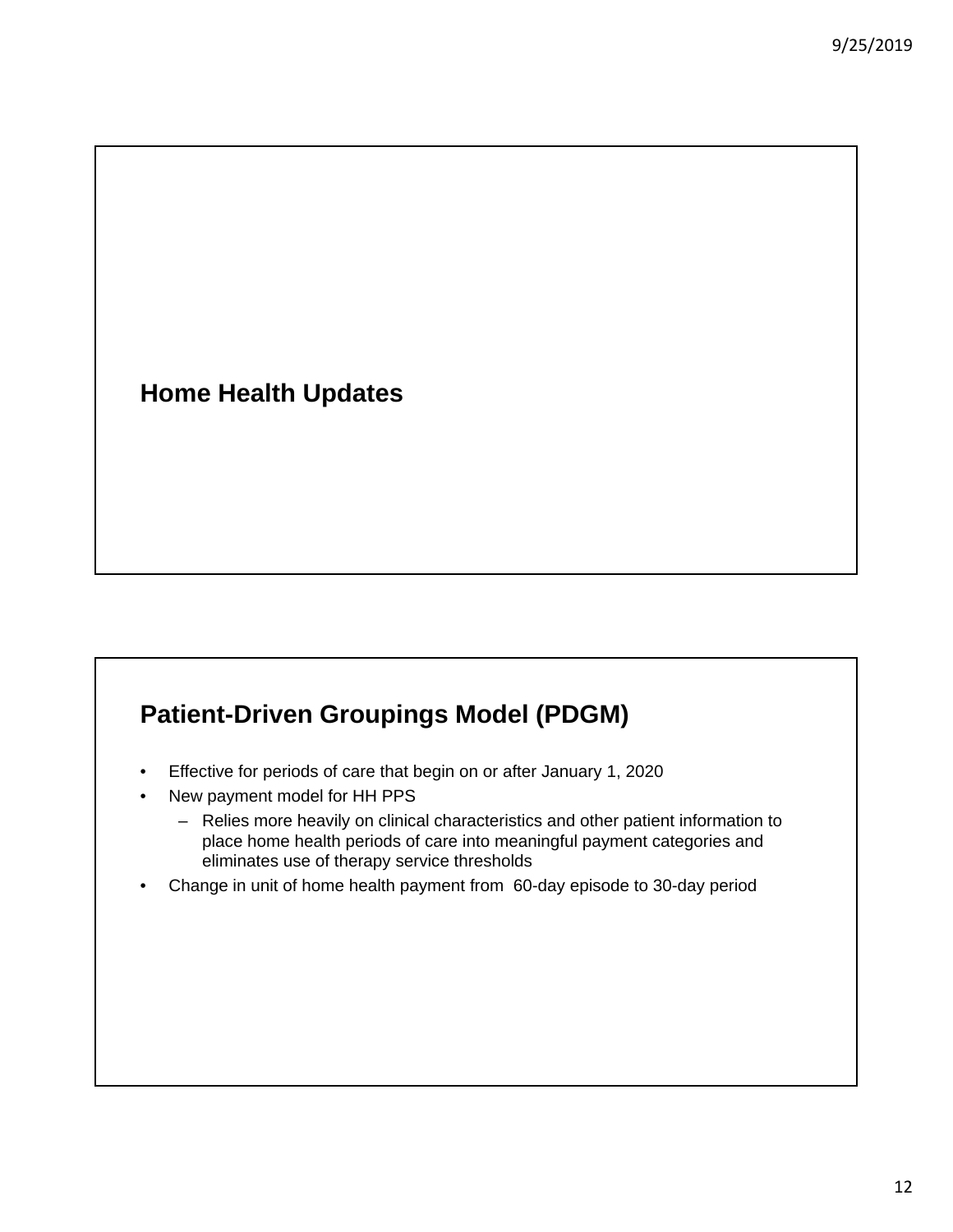## Home Health Updates

## Patient-Driven Groupings Model (PDGM)

- Effective for periods of care that begin on or after January 1, 2020
- New payment model for HH PPS
  - Relies more heavily on clinical characteristics and other patient information to place home health periods of care into meaningful payment categories and eliminates use of therapy service thresholds
- Change in unit of home health payment from 60-day episode to 30-day period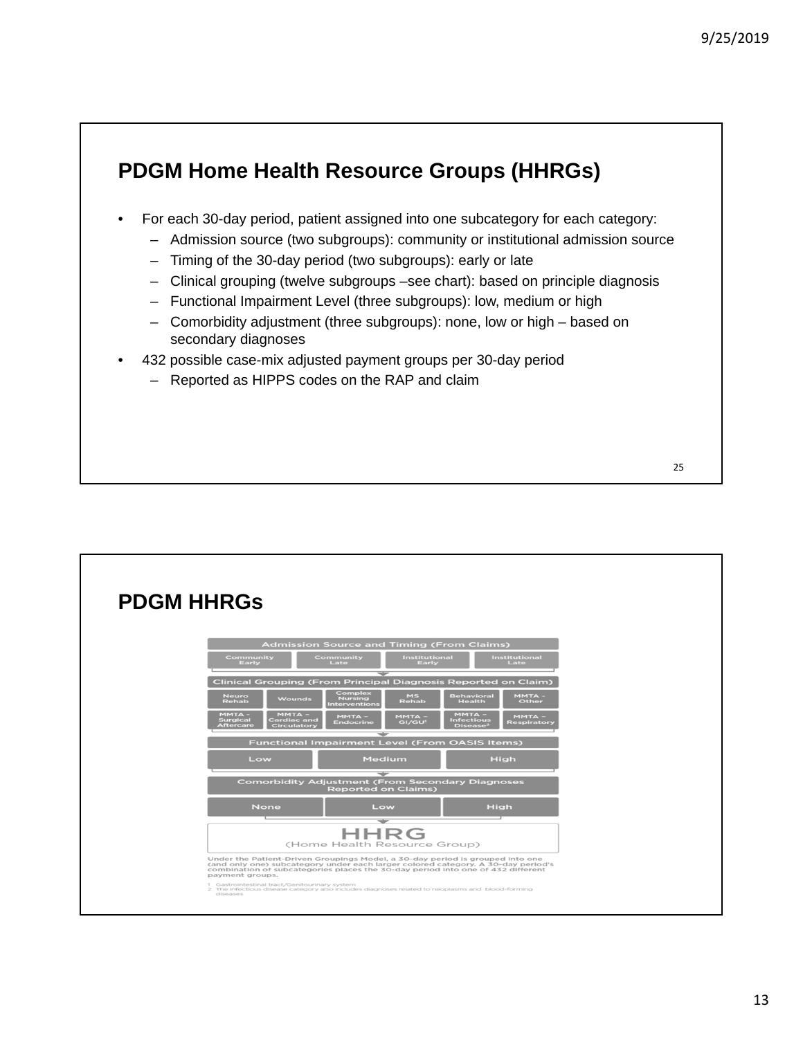## PDGM Home Health Resource Groups (HHRGs)

- For each 30-day period, patient assigned into one subcategory for each category:
  - Admission source (two subgroups): community or institutional admission source
  - Timing of the 30-day period (two subgroups): early or late
  - Clinical grouping (twelve subgroups –see chart): based on principle diagnosis
  - Functional Impairment Level (three subgroups): low, medium or high
  - Comorbidity adjustment (three subgroups): none, low or high – based on secondary diagnoses
- 432 possible case-mix adjusted payment groups per 30-day period
  - Reported as HIPPS codes on the RAP and claim

## PDGM HHRGs

**Admission Source and Timing (From Claims)**

Community Early | Community Late | Institutional Early | Institutional Late

**Clinical Grouping (From Principal Diagnosis Reported on Claim)**

Neuro Rehab | Wounds | Complex Nursing Interventions | MS Rehab | Behavioral Health | MMTA – Other

MMTA – Surgical Aftercare | MMTA – Cardiac and Circulatory | MMTA – Endocrine | MMTA – GI/GU[1] | MMTA – Infectious Disease[2] | MMTA – Respiratory

**Functional Impairment Level (From OASIS Items)**

Low | Medium | High

**Comorbidity Adjustment (From Secondary Diagnoses Reported on Claims)**

None | Low | High

**HHRG**
(Home Health Resource Group)

Under the Patient-Driven Groupings Model, a 30-day period is grouped into one (and only one) subcategory under each larger colored category. A 30-day period's combination of subcategories places the 30-day period into one of 432 different payment groups.

1 Gastrointestinal tract/Genitourinary system
2 The infectious disease category also includes diagnoses related to neoplasms and blood-forming diseases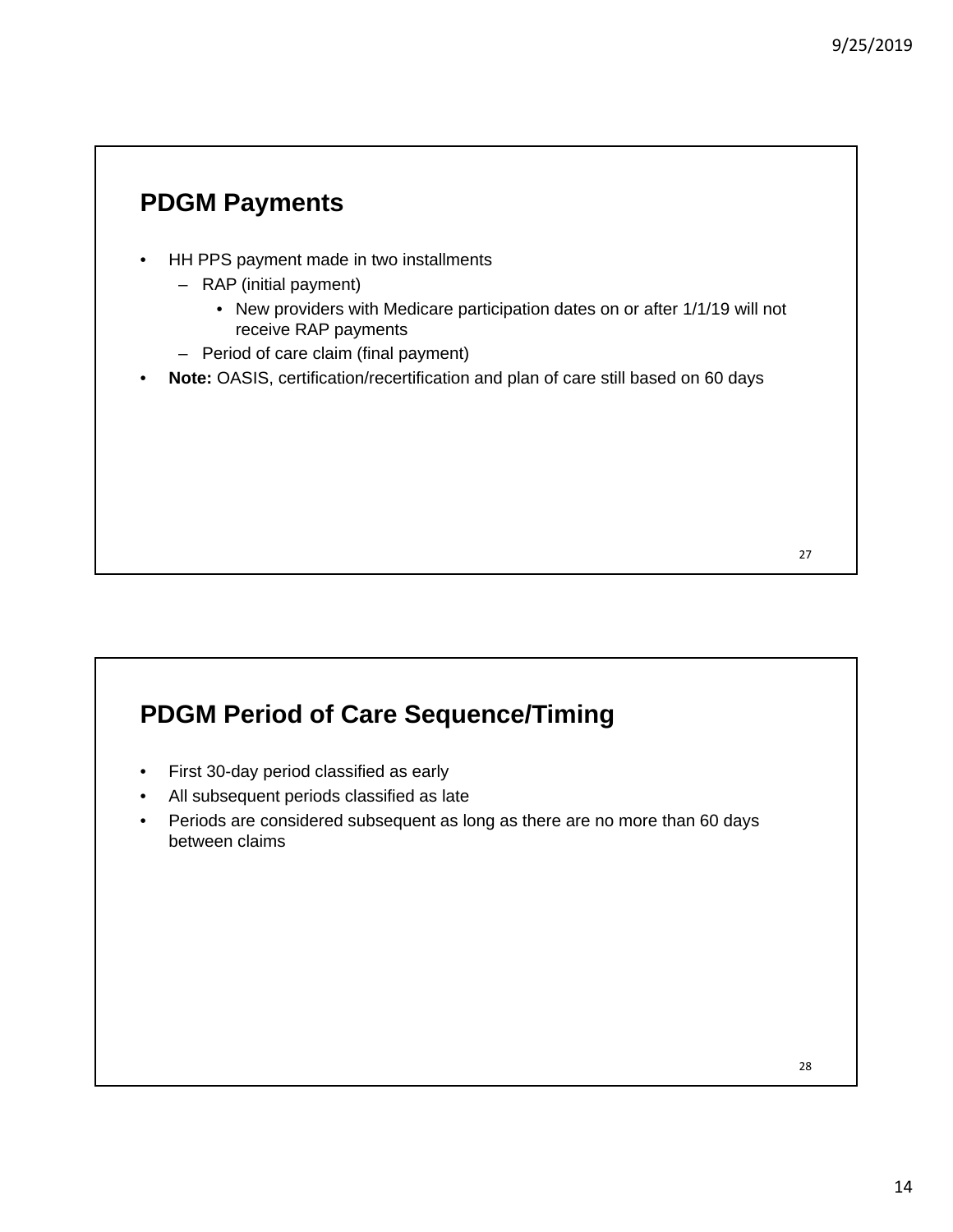## PDGM Payments

- HH PPS payment made in two installments
  - RAP (initial payment)
    - New providers with Medicare participation dates on or after 1/1/19 will not receive RAP payments
  - Period of care claim (final payment)
- **Note:** OASIS, certification/recertification and plan of care still based on 60 days

## PDGM Period of Care Sequence/Timing

- First 30-day period classified as early
- All subsequent periods classified as late
- Periods are considered subsequent as long as there are no more than 60 days between claims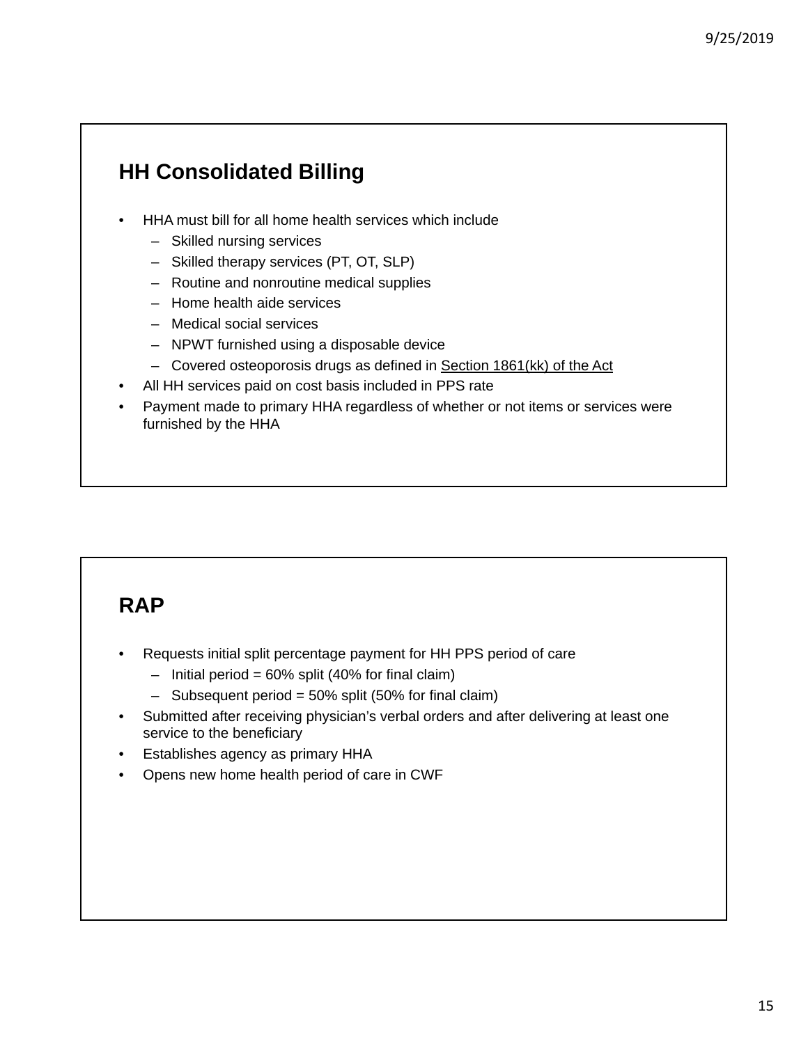## HH Consolidated Billing

- HHA must bill for all home health services which include
  - Skilled nursing services
  - Skilled therapy services (PT, OT, SLP)
  - Routine and nonroutine medical supplies
  - Home health aide services
  - Medical social services
  - NPWT furnished using a disposable device
  - Covered osteoporosis drugs as defined in Section 1861(kk) of the Act
- All HH services paid on cost basis included in PPS rate
- Payment made to primary HHA regardless of whether or not items or services were furnished by the HHA

## RAP

- Requests initial split percentage payment for HH PPS period of care
  - Initial period = 60% split (40% for final claim)
  - Subsequent period = 50% split (50% for final claim)
- Submitted after receiving physician's verbal orders and after delivering at least one service to the beneficiary
- Establishes agency as primary HHA
- Opens new home health period of care in CWF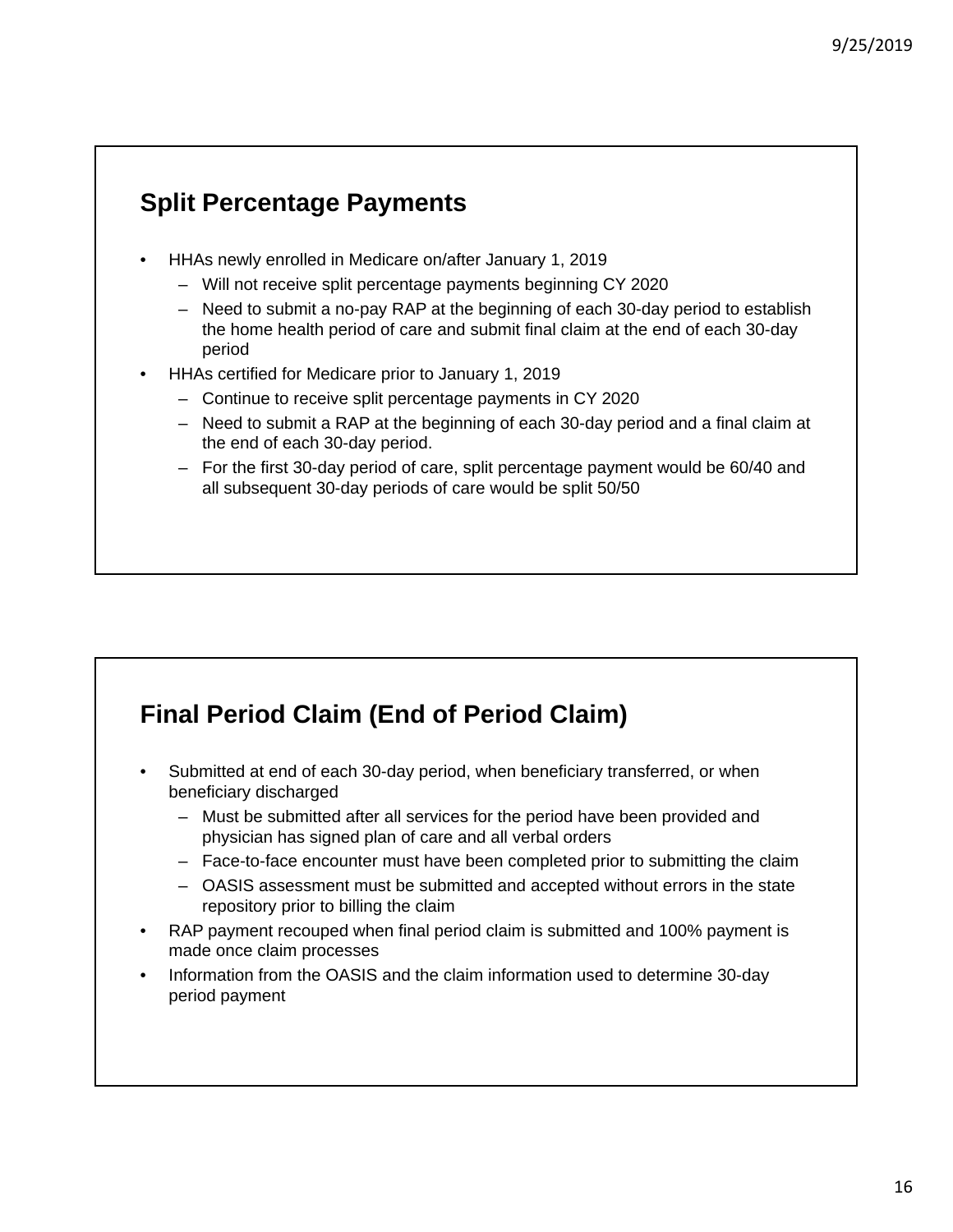## Split Percentage Payments

- HHAs newly enrolled in Medicare on/after January 1, 2019
  - Will not receive split percentage payments beginning CY 2020
  - Need to submit a no-pay RAP at the beginning of each 30-day period to establish the home health period of care and submit final claim at the end of each 30-day period
- HHAs certified for Medicare prior to January 1, 2019
  - Continue to receive split percentage payments in CY 2020
  - Need to submit a RAP at the beginning of each 30-day period and a final claim at the end of each 30-day period.
  - For the first 30-day period of care, split percentage payment would be 60/40 and all subsequent 30-day periods of care would be split 50/50

## Final Period Claim (End of Period Claim)

- Submitted at end of each 30-day period, when beneficiary transferred, or when beneficiary discharged
  - Must be submitted after all services for the period have been provided and physician has signed plan of care and all verbal orders
  - Face-to-face encounter must have been completed prior to submitting the claim
  - OASIS assessment must be submitted and accepted without errors in the state repository prior to billing the claim
- RAP payment recouped when final period claim is submitted and 100% payment is made once claim processes
- Information from the OASIS and the claim information used to determine 30-day period payment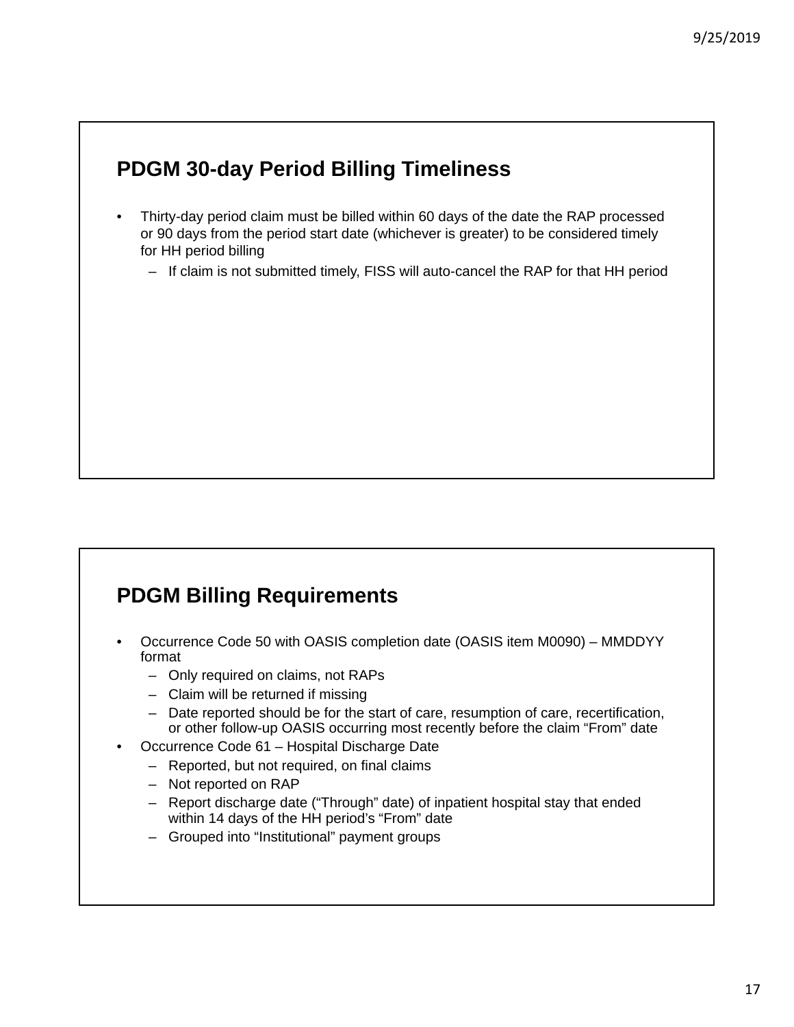## PDGM 30-day Period Billing Timeliness

- Thirty-day period claim must be billed within 60 days of the date the RAP processed or 90 days from the period start date (whichever is greater) to be considered timely for HH period billing
  - If claim is not submitted timely, FISS will auto-cancel the RAP for that HH period

## PDGM Billing Requirements

- Occurrence Code 50 with OASIS completion date (OASIS item M0090) – MMDDYY format
  - Only required on claims, not RAPs
  - Claim will be returned if missing
  - Date reported should be for the start of care, resumption of care, recertification, or other follow-up OASIS occurring most recently before the claim "From" date
- Occurrence Code 61 – Hospital Discharge Date
  - Reported, but not required, on final claims
  - Not reported on RAP
  - Report discharge date ("Through" date) of inpatient hospital stay that ended within 14 days of the HH period's "From" date
  - Grouped into "Institutional" payment groups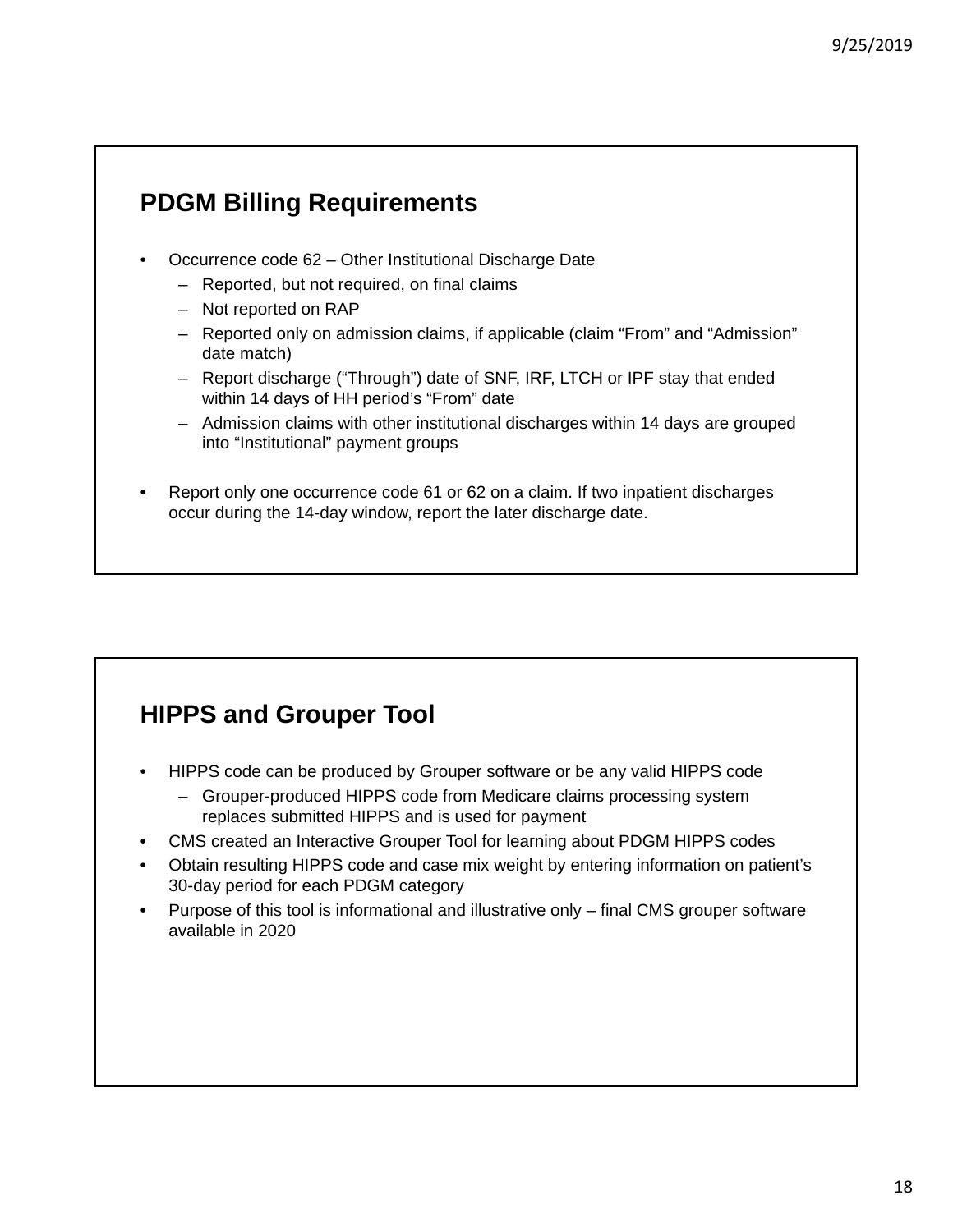## PDGM Billing Requirements

- Occurrence code 62 – Other Institutional Discharge Date
  - Reported, but not required, on final claims
  - Not reported on RAP
  - Reported only on admission claims, if applicable (claim "From" and "Admission" date match)
  - Report discharge ("Through") date of SNF, IRF, LTCH or IPF stay that ended within 14 days of HH period's "From" date
  - Admission claims with other institutional discharges within 14 days are grouped into "Institutional" payment groups

- Report only one occurrence code 61 or 62 on a claim. If two inpatient discharges occur during the 14-day window, report the later discharge date.

## HIPPS and Grouper Tool

- HIPPS code can be produced by Grouper software or be any valid HIPPS code
  - Grouper-produced HIPPS code from Medicare claims processing system replaces submitted HIPPS and is used for payment
- CMS created an Interactive Grouper Tool for learning about PDGM HIPPS codes
- Obtain resulting HIPPS code and case mix weight by entering information on patient's 30-day period for each PDGM category
- Purpose of this tool is informational and illustrative only – final CMS grouper software available in 2020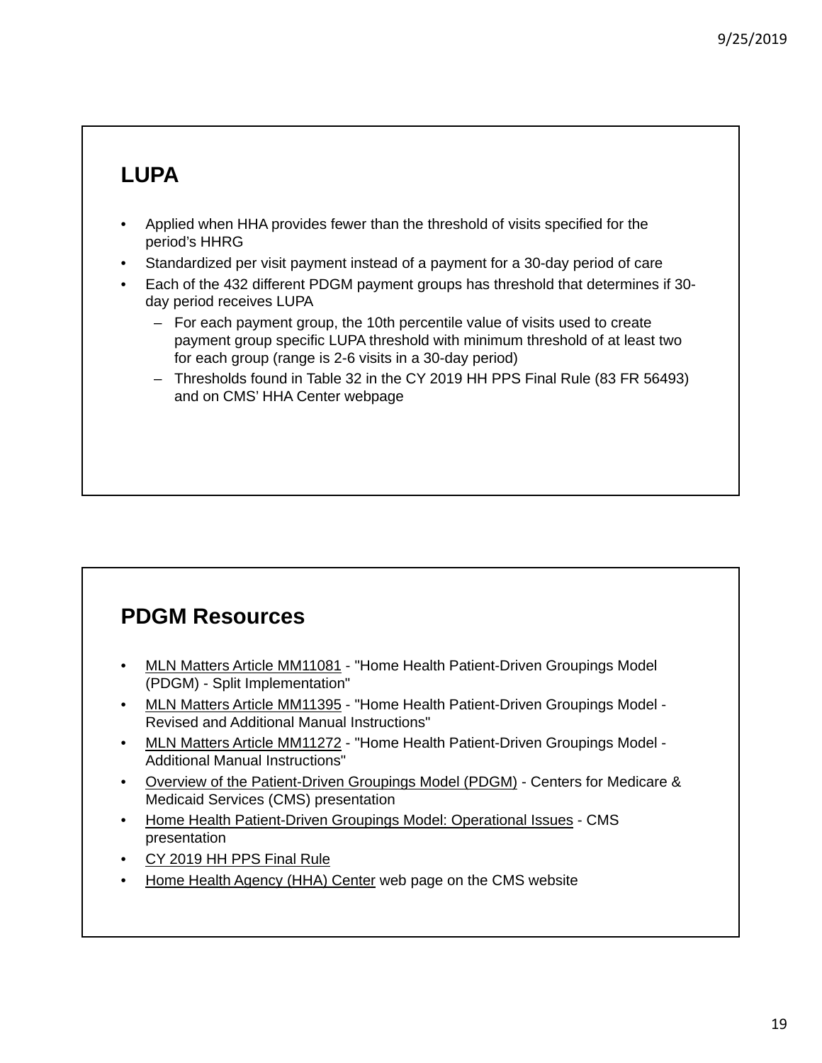## LUPA

- Applied when HHA provides fewer than the threshold of visits specified for the period's HHRG
- Standardized per visit payment instead of a payment for a 30-day period of care
- Each of the 432 different PDGM payment groups has threshold that determines if 30-day period receives LUPA
  - For each payment group, the 10th percentile value of visits used to create payment group specific LUPA threshold with minimum threshold of at least two for each group (range is 2-6 visits in a 30-day period)
  - Thresholds found in Table 32 in the CY 2019 HH PPS Final Rule (83 FR 56493) and on CMS' HHA Center webpage

## PDGM Resources

- MLN Matters Article MM11081 - "Home Health Patient-Driven Groupings Model (PDGM) - Split Implementation"
- MLN Matters Article MM11395 - "Home Health Patient-Driven Groupings Model - Revised and Additional Manual Instructions"
- MLN Matters Article MM11272 - "Home Health Patient-Driven Groupings Model - Additional Manual Instructions"
- Overview of the Patient-Driven Groupings Model (PDGM) - Centers for Medicare & Medicaid Services (CMS) presentation
- Home Health Patient-Driven Groupings Model: Operational Issues - CMS presentation
- CY 2019 HH PPS Final Rule
- Home Health Agency (HHA) Center web page on the CMS website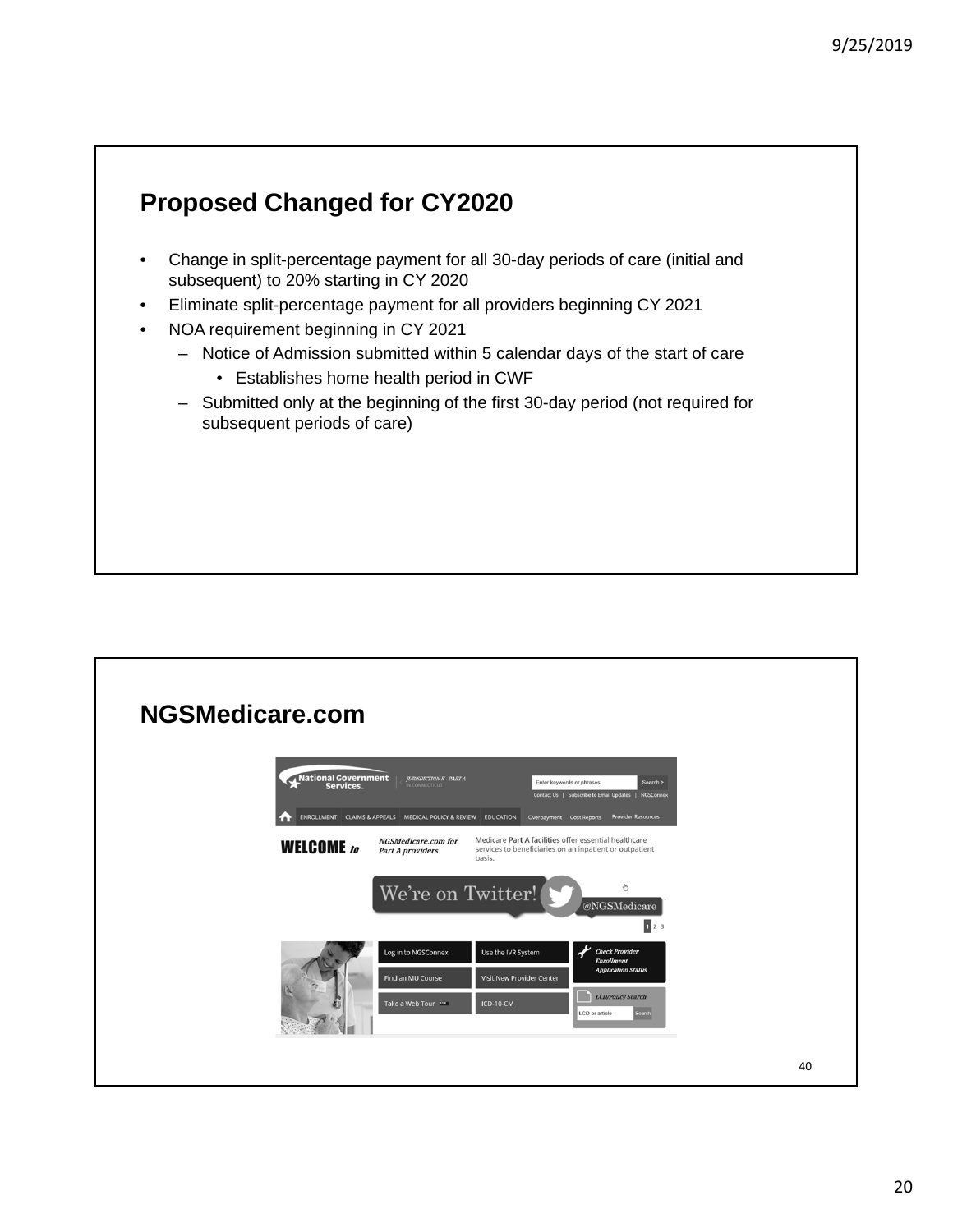## Proposed Changed for CY2020

- Change in split-percentage payment for all 30-day periods of care (initial and subsequent) to 20% starting in CY 2020
- Eliminate split-percentage payment for all providers beginning CY 2021
- NOA requirement beginning in CY 2021
  - Notice of Admission submitted within 5 calendar days of the start of care
    - Establishes home health period in CWF
  - Submitted only at the beginning of the first 30-day period (not required for subsequent periods of care)

## NGSMedicare.com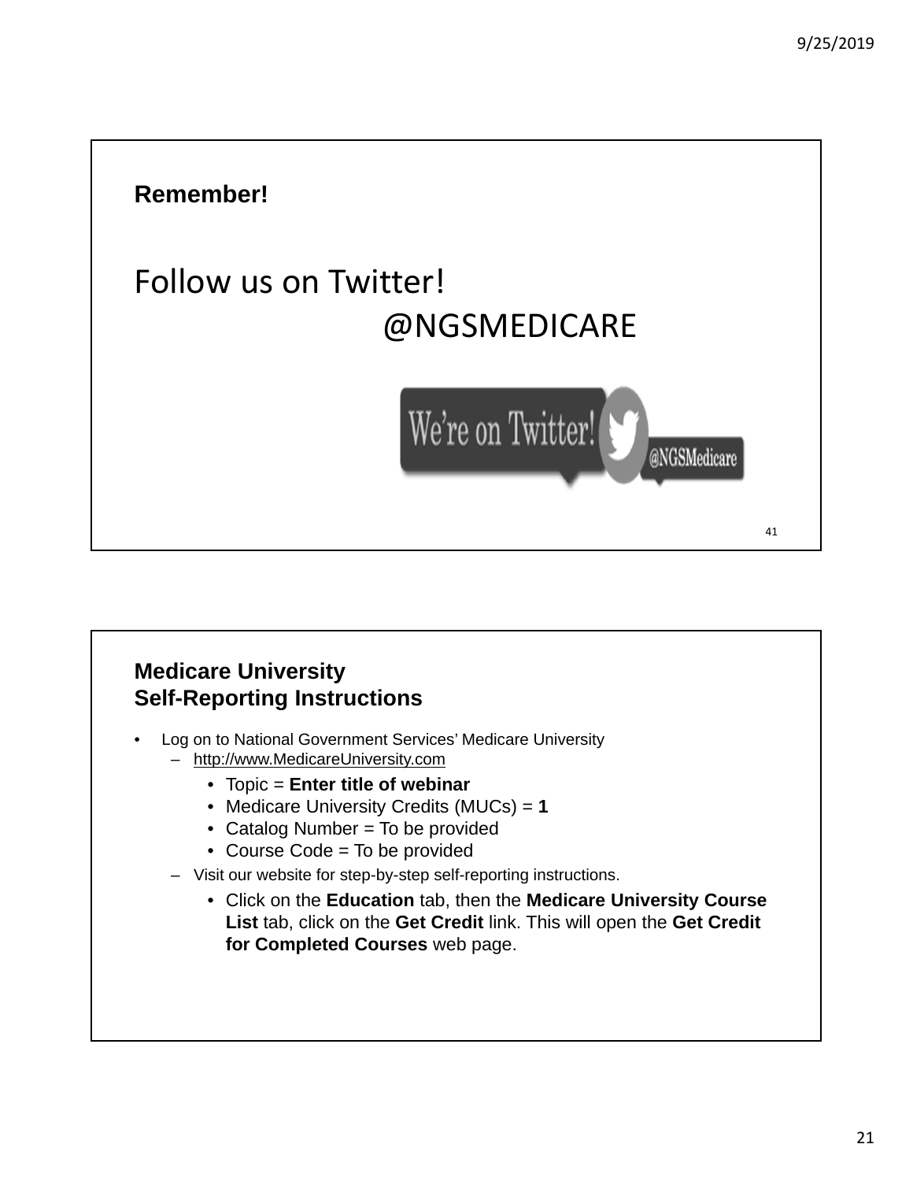**Remember!**

Follow us on Twitter!
@NGSMEDICARE

---

## Medicare University Self-Reporting Instructions

- Log on to National Government Services' Medicare University
  - http://www.MedicareUniversity.com
    - Topic = **Enter title of webinar**
    - Medicare University Credits (MUCs) = **1**
    - Catalog Number = To be provided
    - Course Code = To be provided
  - Visit our website for step-by-step self-reporting instructions.
    - Click on the **Education** tab, then the **Medicare University Course List** tab, click on the **Get Credit** link. This will open the **Get Credit for Completed Courses** web page.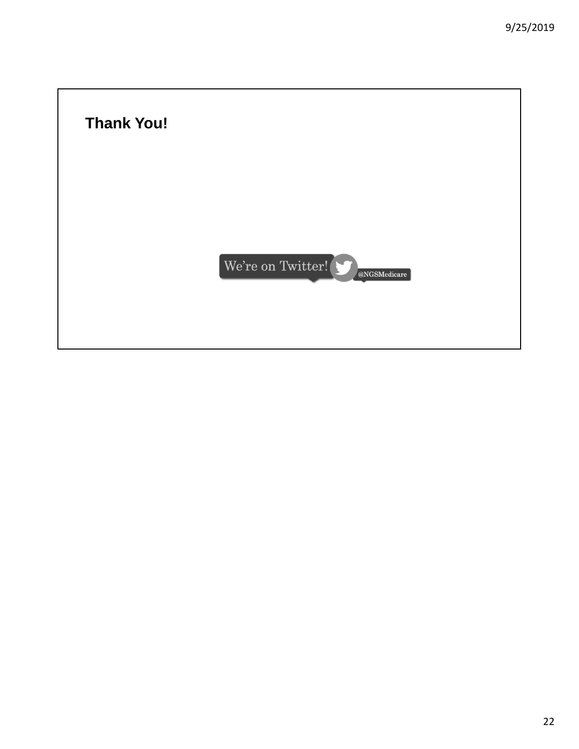**Thank You!**

We're on Twitter! @NGSMedicare